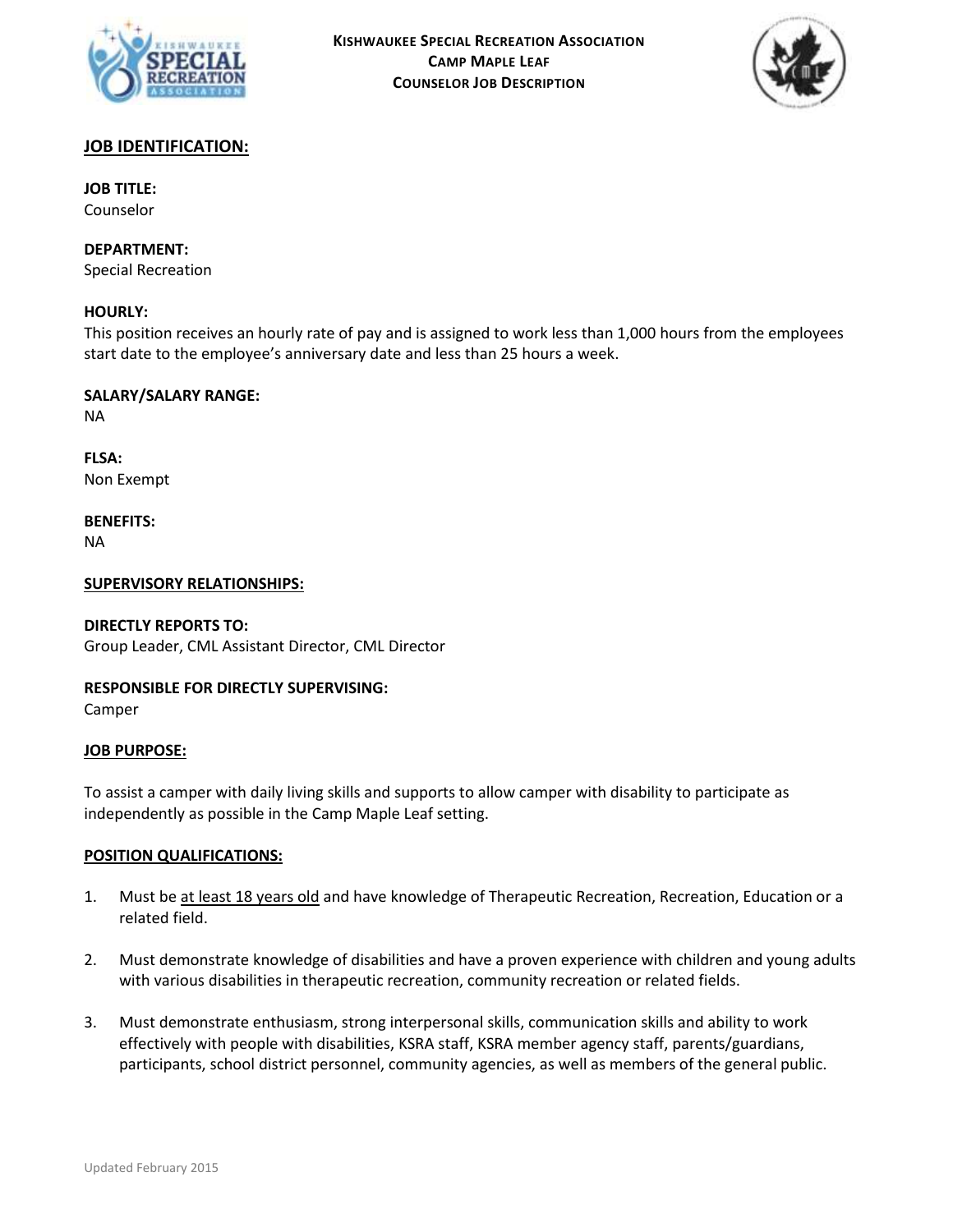# Kishwaukee Special Recreation Association
## Camp Maple Leaf
## Counselor Job Description

## JOB IDENTIFICATION:

**JOB TITLE:**
Counselor

**DEPARTMENT:**
Special Recreation

**HOURLY:**
This position receives an hourly rate of pay and is assigned to work less than 1,000 hours from the employees start date to the employee's anniversary date and less than 25 hours a week.

**SALARY/SALARY RANGE:**
NA

**FLSA:**
Non Exempt

**BENEFITS:**
NA

## SUPERVISORY RELATIONSHIPS:

**DIRECTLY REPORTS TO:**
Group Leader, CML Assistant Director, CML Director

**RESPONSIBLE FOR DIRECTLY SUPERVISING:**
Camper

## JOB PURPOSE:

To assist a camper with daily living skills and supports to allow camper with disability to participate as independently as possible in the Camp Maple Leaf setting.

## POSITION QUALIFICATIONS:

1. Must be <u>at least 18 years old</u> and have knowledge of Therapeutic Recreation, Recreation, Education or a related field.

2. Must demonstrate knowledge of disabilities and have a proven experience with children and young adults with various disabilities in therapeutic recreation, community recreation or related fields.

3. Must demonstrate enthusiasm, strong interpersonal skills, communication skills and ability to work effectively with people with disabilities, KSRA staff, KSRA member agency staff, parents/guardians, participants, school district personnel, community agencies, as well as members of the general public.

Updated February 2015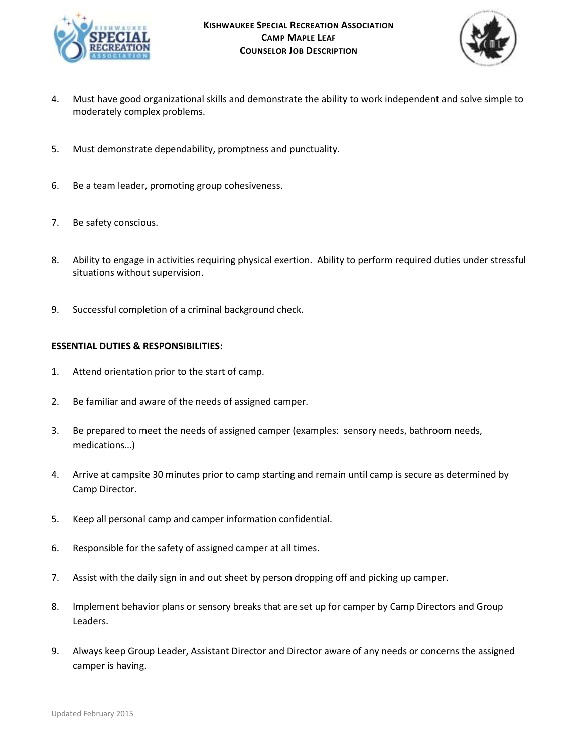4. Must have good organizational skills and demonstrate the ability to work independent and solve simple to moderately complex problems.

5. Must demonstrate dependability, promptness and punctuality.

6. Be a team leader, promoting group cohesiveness.

7. Be safety conscious.

8. Ability to engage in activities requiring physical exertion. Ability to perform required duties under stressful situations without supervision.

9. Successful completion of a criminal background check.

**ESSENTIAL DUTIES & RESPONSIBILITIES:**

1. Attend orientation prior to the start of camp.

2. Be familiar and aware of the needs of assigned camper.

3. Be prepared to meet the needs of assigned camper (examples: sensory needs, bathroom needs, medications…)

4. Arrive at campsite 30 minutes prior to camp starting and remain until camp is secure as determined by Camp Director.

5. Keep all personal camp and camper information confidential.

6. Responsible for the safety of assigned camper at all times.

7. Assist with the daily sign in and out sheet by person dropping off and picking up camper.

8. Implement behavior plans or sensory breaks that are set up for camper by Camp Directors and Group Leaders.

9. Always keep Group Leader, Assistant Director and Director aware of any needs or concerns the assigned camper is having.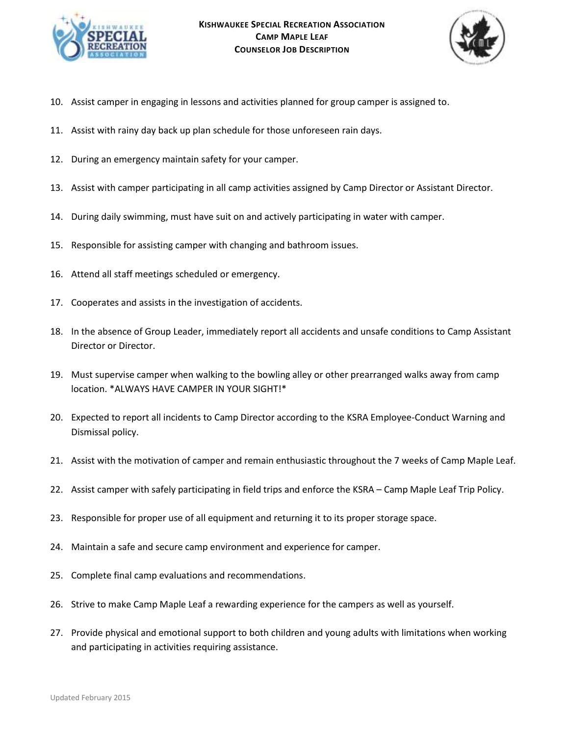10. Assist camper in engaging in lessons and activities planned for group camper is assigned to.
11. Assist with rainy day back up plan schedule for those unforeseen rain days.
12. During an emergency maintain safety for your camper.
13. Assist with camper participating in all camp activities assigned by Camp Director or Assistant Director.
14. During daily swimming, must have suit on and actively participating in water with camper.
15. Responsible for assisting camper with changing and bathroom issues.
16. Attend all staff meetings scheduled or emergency.
17. Cooperates and assists in the investigation of accidents.
18. In the absence of Group Leader, immediately report all accidents and unsafe conditions to Camp Assistant Director or Director.
19. Must supervise camper when walking to the bowling alley or other prearranged walks away from camp location. *ALWAYS HAVE CAMPER IN YOUR SIGHT!*
20. Expected to report all incidents to Camp Director according to the KSRA Employee-Conduct Warning and Dismissal policy.
21. Assist with the motivation of camper and remain enthusiastic throughout the 7 weeks of Camp Maple Leaf.
22. Assist camper with safely participating in field trips and enforce the KSRA – Camp Maple Leaf Trip Policy.
23. Responsible for proper use of all equipment and returning it to its proper storage space.
24. Maintain a safe and secure camp environment and experience for camper.
25. Complete final camp evaluations and recommendations.
26. Strive to make Camp Maple Leaf a rewarding experience for the campers as well as yourself.
27. Provide physical and emotional support to both children and young adults with limitations when working and participating in activities requiring assistance.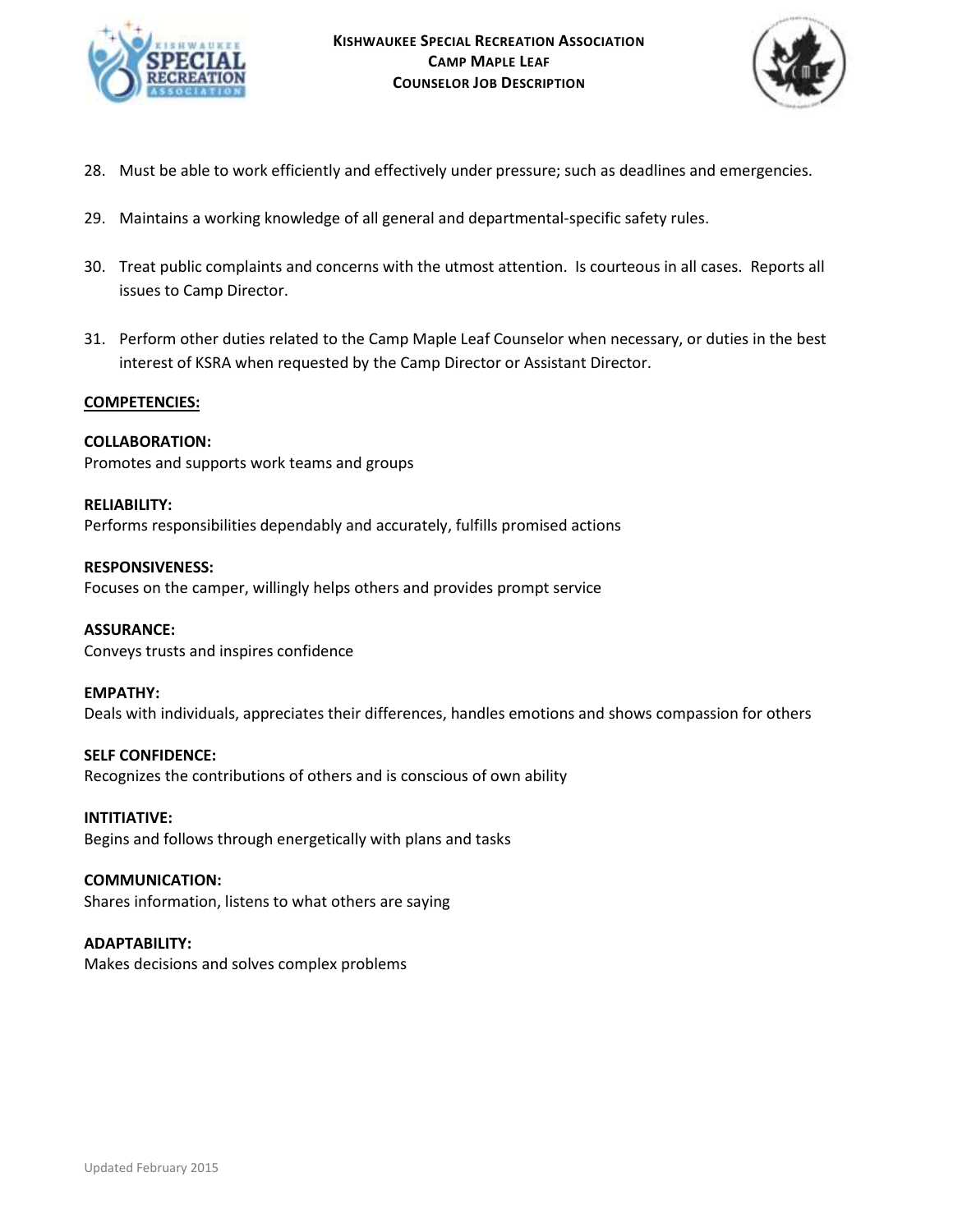28. Must be able to work efficiently and effectively under pressure; such as deadlines and emergencies.

29. Maintains a working knowledge of all general and departmental-specific safety rules.

30. Treat public complaints and concerns with the utmost attention. Is courteous in all cases. Reports all issues to Camp Director.

31. Perform other duties related to the Camp Maple Leaf Counselor when necessary, or duties in the best interest of KSRA when requested by the Camp Director or Assistant Director.

## COMPETENCIES:

**COLLABORATION:**
Promotes and supports work teams and groups

**RELIABILITY:**
Performs responsibilities dependably and accurately, fulfills promised actions

**RESPONSIVENESS:**
Focuses on the camper, willingly helps others and provides prompt service

**ASSURANCE:**
Conveys trusts and inspires confidence

**EMPATHY:**
Deals with individuals, appreciates their differences, handles emotions and shows compassion for others

**SELF CONFIDENCE:**
Recognizes the contributions of others and is conscious of own ability

**INTITIATIVE:**
Begins and follows through energetically with plans and tasks

**COMMUNICATION:**
Shares information, listens to what others are saying

**ADAPTABILITY:**
Makes decisions and solves complex problems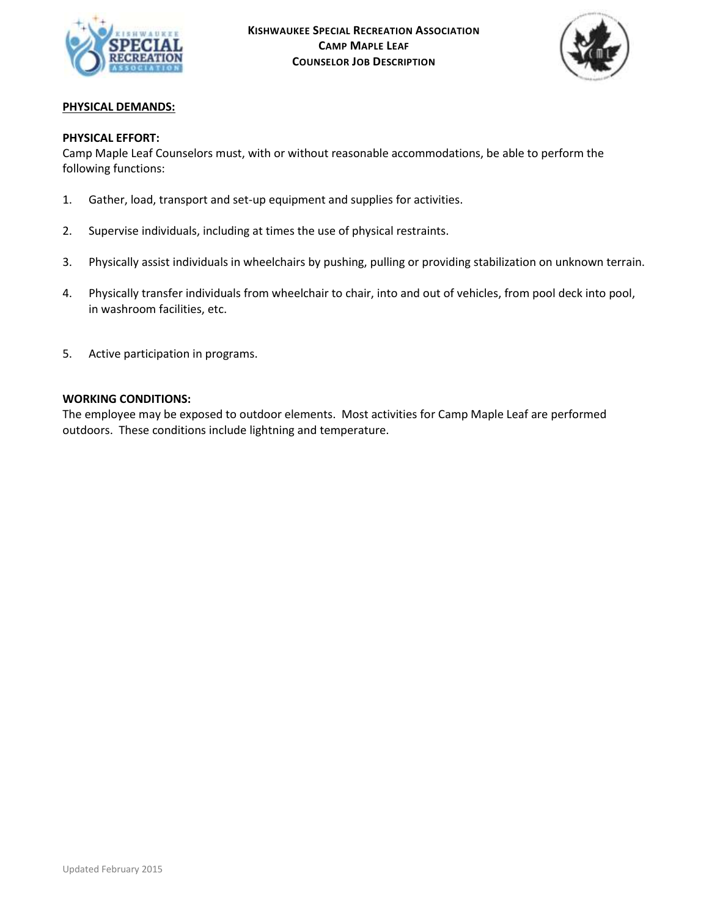**PHYSICAL DEMANDS:**

**PHYSICAL EFFORT:**
Camp Maple Leaf Counselors must, with or without reasonable accommodations, be able to perform the following functions:

1. Gather, load, transport and set-up equipment and supplies for activities.

2. Supervise individuals, including at times the use of physical restraints.

3. Physically assist individuals in wheelchairs by pushing, pulling or providing stabilization on unknown terrain.

4. Physically transfer individuals from wheelchair to chair, into and out of vehicles, from pool deck into pool, in washroom facilities, etc.

5. Active participation in programs.

**WORKING CONDITIONS:**
The employee may be exposed to outdoor elements. Most activities for Camp Maple Leaf are performed outdoors. These conditions include lightning and temperature.